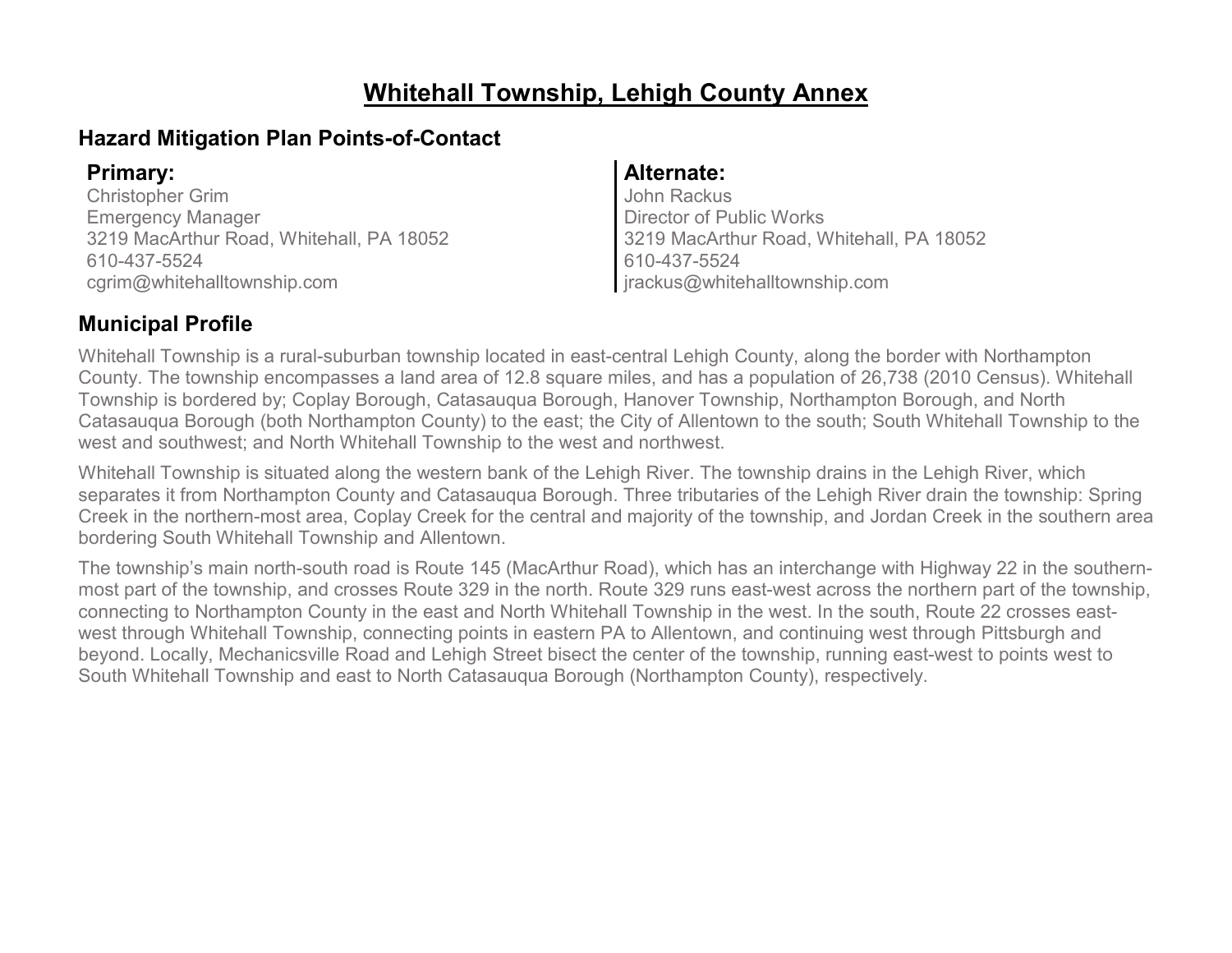# Whitehall Township, Lehigh County Annex

## Hazard Mitigation Plan Points-of-Contact

**Primary:**

Christopher Grim
Emergency Manager
3219 MacArthur Road, Whitehall, PA 18052
610-437-5524
cgrim@whitehalltownship.com

**Alternate:**

John Rackus
Director of Public Works
3219 MacArthur Road, Whitehall, PA 18052
610-437-5524
jrackus@whitehalltownship.com

## Municipal Profile

Whitehall Township is a rural-suburban township located in east-central Lehigh County, along the border with Northampton County. The township encompasses a land area of 12.8 square miles, and has a population of 26,738 (2010 Census). Whitehall Township is bordered by; Coplay Borough, Catasauqua Borough, Hanover Township, Northampton Borough, and North Catasauqua Borough (both Northampton County) to the east; the City of Allentown to the south; South Whitehall Township to the west and southwest; and North Whitehall Township to the west and northwest.

Whitehall Township is situated along the western bank of the Lehigh River. The township drains in the Lehigh River, which separates it from Northampton County and Catasauqua Borough. Three tributaries of the Lehigh River drain the township: Spring Creek in the northern-most area, Coplay Creek for the central and majority of the township, and Jordan Creek in the southern area bordering South Whitehall Township and Allentown.

The township's main north-south road is Route 145 (MacArthur Road), which has an interchange with Highway 22 in the southern-most part of the township, and crosses Route 329 in the north. Route 329 runs east-west across the northern part of the township, connecting to Northampton County in the east and North Whitehall Township in the west. In the south, Route 22 crosses east-west through Whitehall Township, connecting points in eastern PA to Allentown, and continuing west through Pittsburgh and beyond. Locally, Mechanicsville Road and Lehigh Street bisect the center of the township, running east-west to points west to South Whitehall Township and east to North Catasauqua Borough (Northampton County), respectively.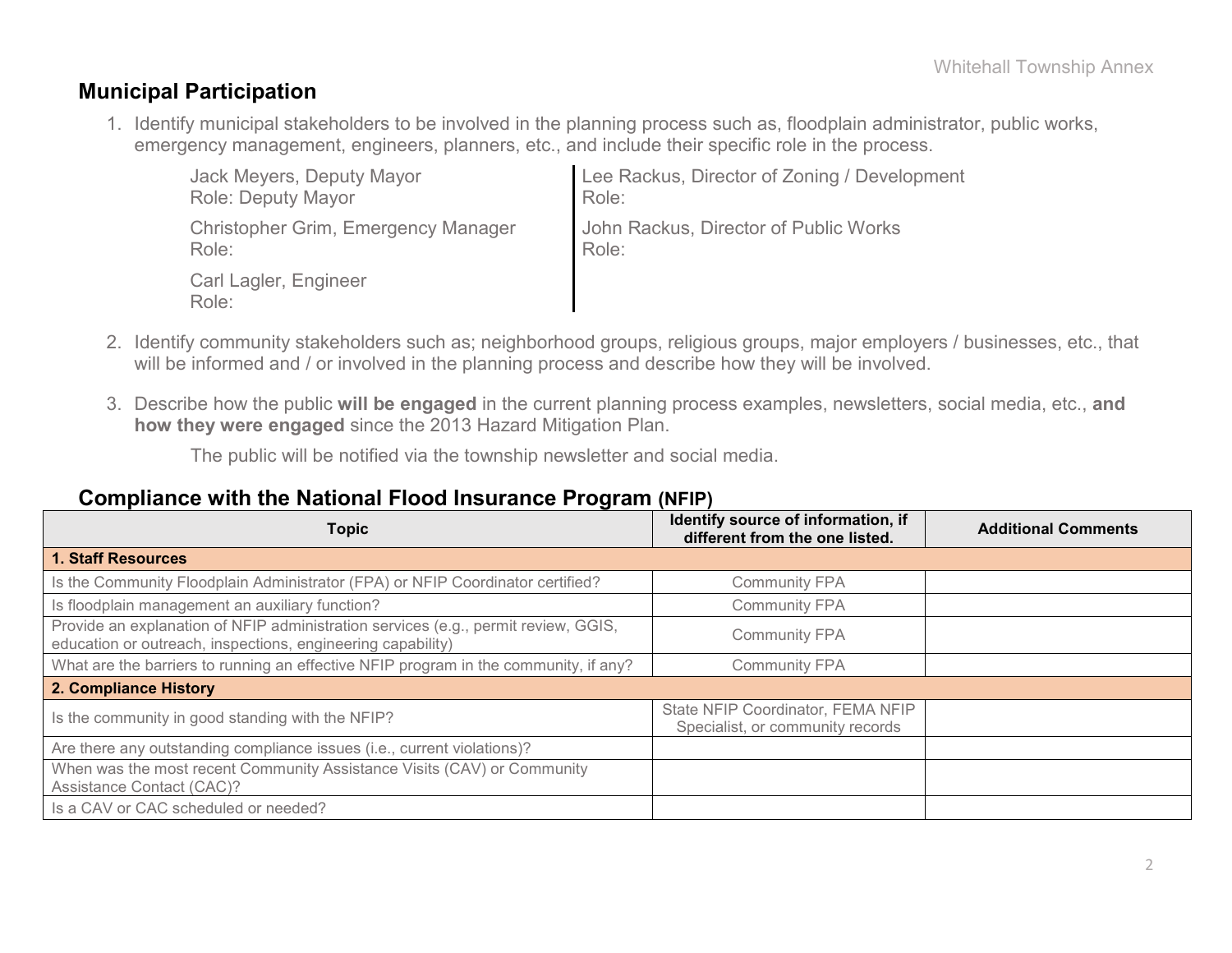## Municipal Participation

1. Identify municipal stakeholders to be involved in the planning process such as, floodplain administrator, public works, emergency management, engineers, planners, etc., and include their specific role in the process.

   Jack Meyers, Deputy Mayor
   Role: Deputy Mayor

   Christopher Grim, Emergency Manager
   Role:

   Carl Lagler, Engineer
   Role:

   Lee Rackus, Director of Zoning / Development
   Role:

   John Rackus, Director of Public Works
   Role:

2. Identify community stakeholders such as; neighborhood groups, religious groups, major employers / businesses, etc., that will be informed and / or involved in the planning process and describe how they will be involved.

3. Describe how the public **will be engaged** in the current planning process examples, newsletters, social media, etc., **and how they were engaged** since the 2013 Hazard Mitigation Plan.

   The public will be notified via the township newsletter and social media.

## Compliance with the National Flood Insurance Program (NFIP)

| Topic | Identify source of information, if different from the one listed. | Additional Comments |
|---|---|---|
| **1. Staff Resources** | | |
| Is the Community Floodplain Administrator (FPA) or NFIP Coordinator certified? | Community FPA | |
| Is floodplain management an auxiliary function? | Community FPA | |
| Provide an explanation of NFIP administration services (e.g., permit review, GGIS, education or outreach, inspections, engineering capability) | Community FPA | |
| What are the barriers to running an effective NFIP program in the community, if any? | Community FPA | |
| **2. Compliance History** | | |
| Is the community in good standing with the NFIP? | State NFIP Coordinator, FEMA NFIP Specialist, or community records | |
| Are there any outstanding compliance issues (i.e., current violations)? | | |
| When was the most recent Community Assistance Visits (CAV) or Community Assistance Contact (CAC)? | | |
| Is a CAV or CAC scheduled or needed? | | |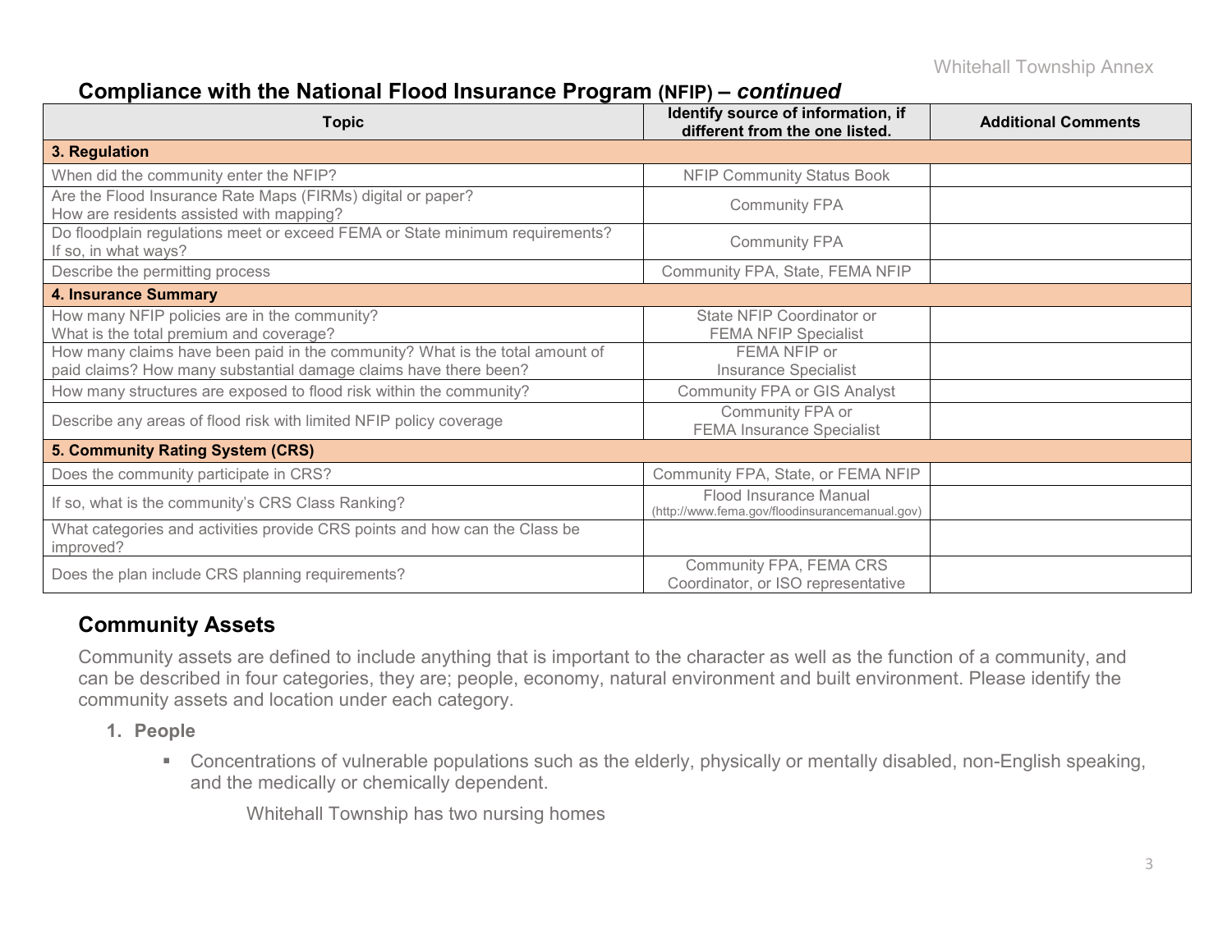## Compliance with the National Flood Insurance Program (NFIP) – *continued*

| Topic | Identify source of information, if different from the one listed. | Additional Comments |
| --- | --- | --- |
| **3. Regulation** | | |
| When did the community enter the NFIP? | NFIP Community Status Book | |
| Are the Flood Insurance Rate Maps (FIRMs) digital or paper? How are residents assisted with mapping? | Community FPA | |
| Do floodplain regulations meet or exceed FEMA or State minimum requirements? If so, in what ways? | Community FPA | |
| Describe the permitting process | Community FPA, State, FEMA NFIP | |
| **4. Insurance Summary** | | |
| How many NFIP policies are in the community? What is the total premium and coverage? | State NFIP Coordinator or FEMA NFIP Specialist | |
| How many claims have been paid in the community? What is the total amount of paid claims? How many substantial damage claims have there been? | FEMA NFIP or Insurance Specialist | |
| How many structures are exposed to flood risk within the community? | Community FPA or GIS Analyst | |
| Describe any areas of flood risk with limited NFIP policy coverage | Community FPA or FEMA Insurance Specialist | |
| **5. Community Rating System (CRS)** | | |
| Does the community participate in CRS? | Community FPA, State, or FEMA NFIP | |
| If so, what is the community's CRS Class Ranking? | Flood Insurance Manual (http://www.fema.gov/floodinsurancemanual.gov) | |
| What categories and activities provide CRS points and how can the Class be improved? | | |
| Does the plan include CRS planning requirements? | Community FPA, FEMA CRS Coordinator, or ISO representative | |

## Community Assets

Community assets are defined to include anything that is important to the character as well as the function of a community, and can be described in four categories, they are; people, economy, natural environment and built environment. Please identify the community assets and location under each category.

1. **People**
   - Concentrations of vulnerable populations such as the elderly, physically or mentally disabled, non-English speaking, and the medically or chemically dependent.

     Whitehall Township has two nursing homes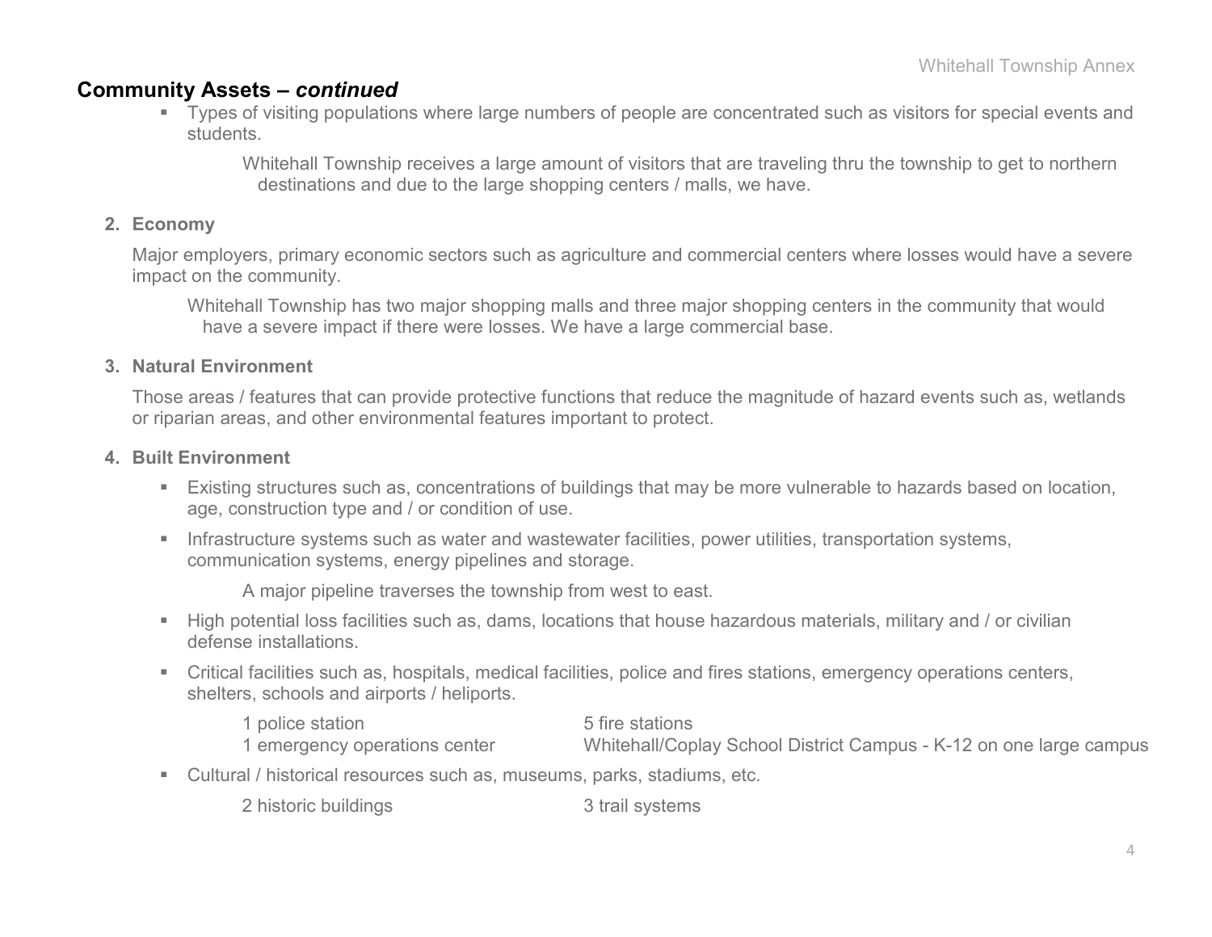## Community Assets – *continued*

- Types of visiting populations where large numbers of people are concentrated such as visitors for special events and students.

  Whitehall Township receives a large amount of visitors that are traveling thru the township to get to northern destinations and due to the large shopping centers / malls, we have.

**2. Economy**

Major employers, primary economic sectors such as agriculture and commercial centers where losses would have a severe impact on the community.

Whitehall Township has two major shopping malls and three major shopping centers in the community that would have a severe impact if there were losses. We have a large commercial base.

**3. Natural Environment**

Those areas / features that can provide protective functions that reduce the magnitude of hazard events such as, wetlands or riparian areas, and other environmental features important to protect.

**4. Built Environment**

- Existing structures such as, concentrations of buildings that may be more vulnerable to hazards based on location, age, construction type and / or condition of use.
- Infrastructure systems such as water and wastewater facilities, power utilities, transportation systems, communication systems, energy pipelines and storage.

  A major pipeline traverses the township from west to east.

- High potential loss facilities such as, dams, locations that house hazardous materials, military and / or civilian defense installations.
- Critical facilities such as, hospitals, medical facilities, police and fires stations, emergency operations centers, shelters, schools and airports / heliports.

  1 police station
  5 fire stations
  1 emergency operations center
  Whitehall/Coplay School District Campus - K-12 on one large campus

- Cultural / historical resources such as, museums, parks, stadiums, etc.

  2 historic buildings
  3 trail systems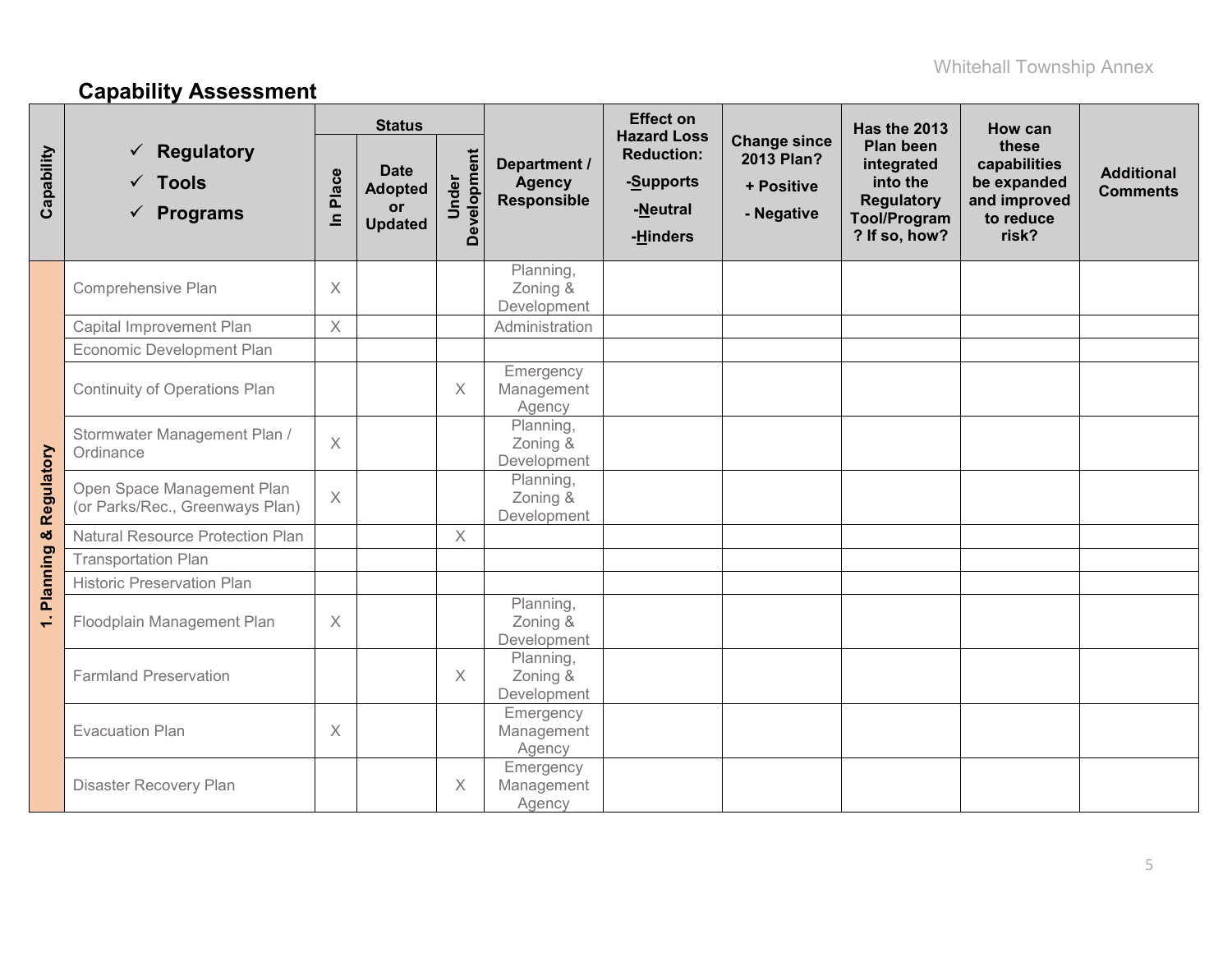## Capability Assessment

| Capability | ✓ Regulatory ✓ Tools ✓ Programs | Status | | | Department / Agency Responsible | Effect on Hazard Loss Reduction: -Supports -Neutral -Hinders | Change since 2013 Plan? + Positive - Negative | Has the 2013 Plan been integrated into the Regulatory Tool/Program? If so, how? | How can these capabilities be expanded and improved to reduce risk? | Additional Comments |
|---|---|---|---|---|---|---|---|---|---|---|
| | | In Place | Date Adopted or Updated | Under Development | | | | | | |
| 1. Planning & Regulatory | Comprehensive Plan | X | | | Planning, Zoning & Development | | | | | |
| | Capital Improvement Plan | X | | | Administration | | | | | |
| | Economic Development Plan | | | | | | | | | |
| | Continuity of Operations Plan | | | X | Emergency Management Agency | | | | | |
| | Stormwater Management Plan / Ordinance | X | | | Planning, Zoning & Development | | | | | |
| | Open Space Management Plan (or Parks/Rec., Greenways Plan) | X | | | Planning, Zoning & Development | | | | | |
| | Natural Resource Protection Plan | | | X | | | | | | |
| | Transportation Plan | | | | | | | | | |
| | Historic Preservation Plan | | | | | | | | | |
| | Floodplain Management Plan | X | | | Planning, Zoning & Development | | | | | |
| | Farmland Preservation | | | X | Planning, Zoning & Development | | | | | |
| | Evacuation Plan | X | | | Emergency Management Agency | | | | | |
| | Disaster Recovery Plan | | | X | Emergency Management Agency | | | | | |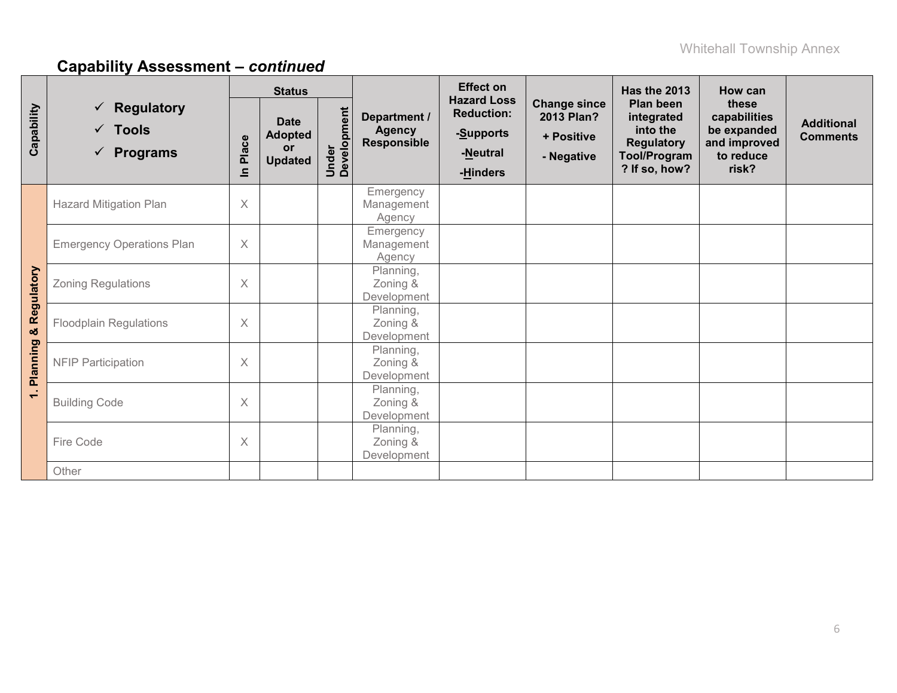## Capability Assessment – *continued*

| Capability | ✓ Regulatory ✓ Tools ✓ Programs | Status | | | Department / Agency Responsible | Effect on Hazard Loss Reduction: -Supports -Neutral -Hinders | Change since 2013 Plan? + Positive - Negative | Has the 2013 Plan been integrated into the Regulatory Tool/Program? If so, how? | How can these capabilities be expanded and improved to reduce risk? | Additional Comments |
|---|---|---|---|---|---|---|---|---|---|---|
| | | In Place | Date Adopted or Updated | Under Development | | | | | | |
| 1. Planning & Regulatory | Hazard Mitigation Plan | X | | | Emergency Management Agency | | | | | |
| | Emergency Operations Plan | X | | | Emergency Management Agency | | | | | |
| | Zoning Regulations | X | | | Planning, Zoning & Development | | | | | |
| | Floodplain Regulations | X | | | Planning, Zoning & Development | | | | | |
| | NFIP Participation | X | | | Planning, Zoning & Development | | | | | |
| | Building Code | X | | | Planning, Zoning & Development | | | | | |
| | Fire Code | X | | | Planning, Zoning & Development | | | | | |
| | Other | | | | | | | | | |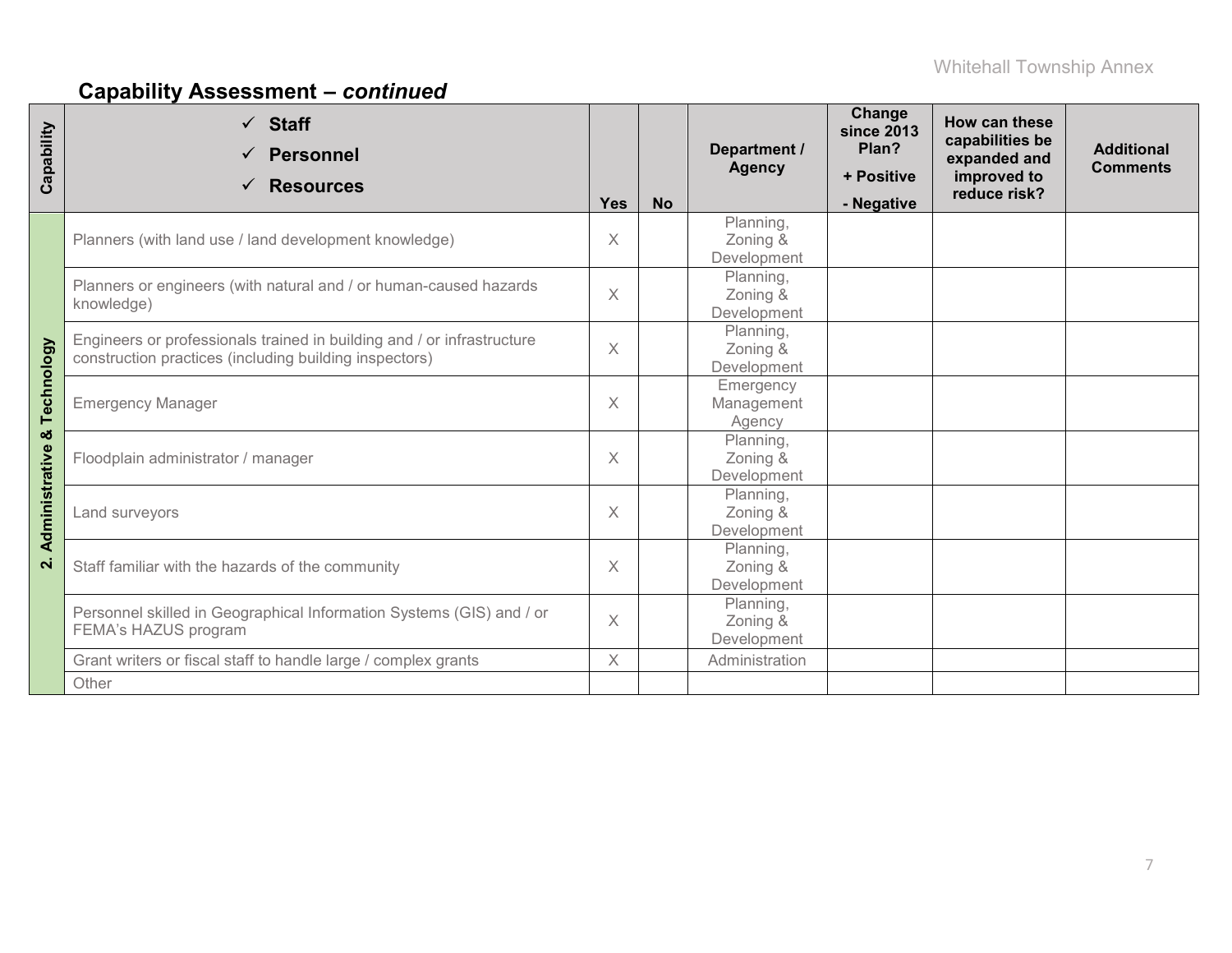## Capability Assessment – *continued*

| Capability | ✓ Staff<br>✓ Personnel<br>✓ Resources | Yes | No | Department / Agency | Change since 2013 Plan?<br>+ Positive<br>- Negative | How can these capabilities be expanded and improved to reduce risk? | Additional Comments |
|---|---|---|---|---|---|---|---|
| 2. Administrative & Technology | Planners (with land use / land development knowledge) | X | | Planning, Zoning & Development | | | |
| | Planners or engineers (with natural and / or human-caused hazards knowledge) | X | | Planning, Zoning & Development | | | |
| | Engineers or professionals trained in building and / or infrastructure construction practices (including building inspectors) | X | | Planning, Zoning & Development | | | |
| | Emergency Manager | X | | Emergency Management Agency | | | |
| | Floodplain administrator / manager | X | | Planning, Zoning & Development | | | |
| | Land surveyors | X | | Planning, Zoning & Development | | | |
| | Staff familiar with the hazards of the community | X | | Planning, Zoning & Development | | | |
| | Personnel skilled in Geographical Information Systems (GIS) and / or FEMA's HAZUS program | X | | Planning, Zoning & Development | | | |
| | Grant writers or fiscal staff to handle large / complex grants | X | | Administration | | | |
| | Other | | | | | | |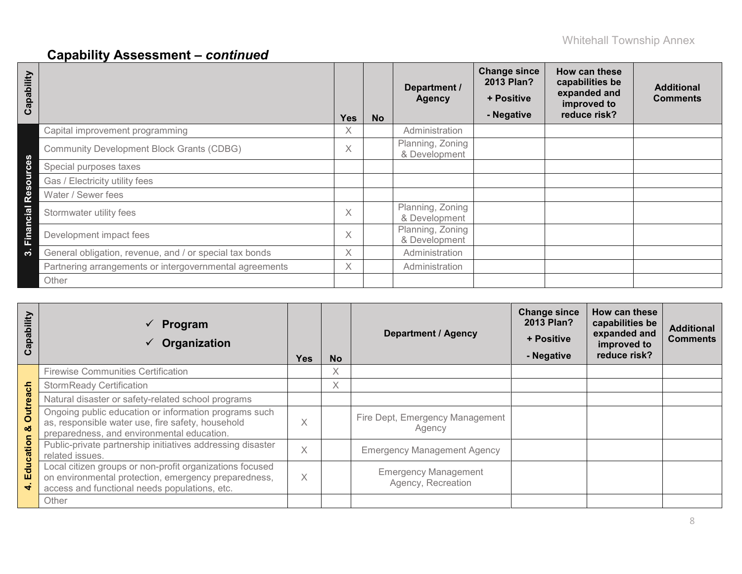## Capability Assessment – *continued*

| Capability | | Yes | No | Department / Agency | Change since 2013 Plan? + Positive - Negative | How can these capabilities be expanded and improved to reduce risk? | Additional Comments |
|---|---|---|---|---|---|---|---|
| 3. Financial Resources | Capital improvement programming | X | | Administration | | | |
| | Community Development Block Grants (CDBG) | X | | Planning, Zoning & Development | | | |
| | Special purposes taxes | | | | | | |
| | Gas / Electricity utility fees | | | | | | |
| | Water / Sewer fees | | | | | | |
| | Stormwater utility fees | X | | Planning, Zoning & Development | | | |
| | Development impact fees | X | | Planning, Zoning & Development | | | |
| | General obligation, revenue, and / or special tax bonds | X | | Administration | | | |
| | Partnering arrangements or intergovernmental agreements | X | | Administration | | | |
| | Other | | | | | | |

| Capability | ✓ Program ✓ Organization | Yes | No | Department / Agency | Change since 2013 Plan? + Positive - Negative | How can these capabilities be expanded and improved to reduce risk? | Additional Comments |
|---|---|---|---|---|---|---|---|
| 4. Education & Outreach | Firewise Communities Certification | | X | | | | |
| | StormReady Certification | | X | | | | |
| | Natural disaster or safety-related school programs | | | | | | |
| | Ongoing public education or information programs such as, responsible water use, fire safety, household preparedness, and environmental education. | X | | Fire Dept, Emergency Management Agency | | | |
| | Public-private partnership initiatives addressing disaster related issues. | X | | Emergency Management Agency | | | |
| | Local citizen groups or non-profit organizations focused on environmental protection, emergency preparedness, access and functional needs populations, etc. | X | | Emergency Management Agency, Recreation | | | |
| | Other | | | | | | |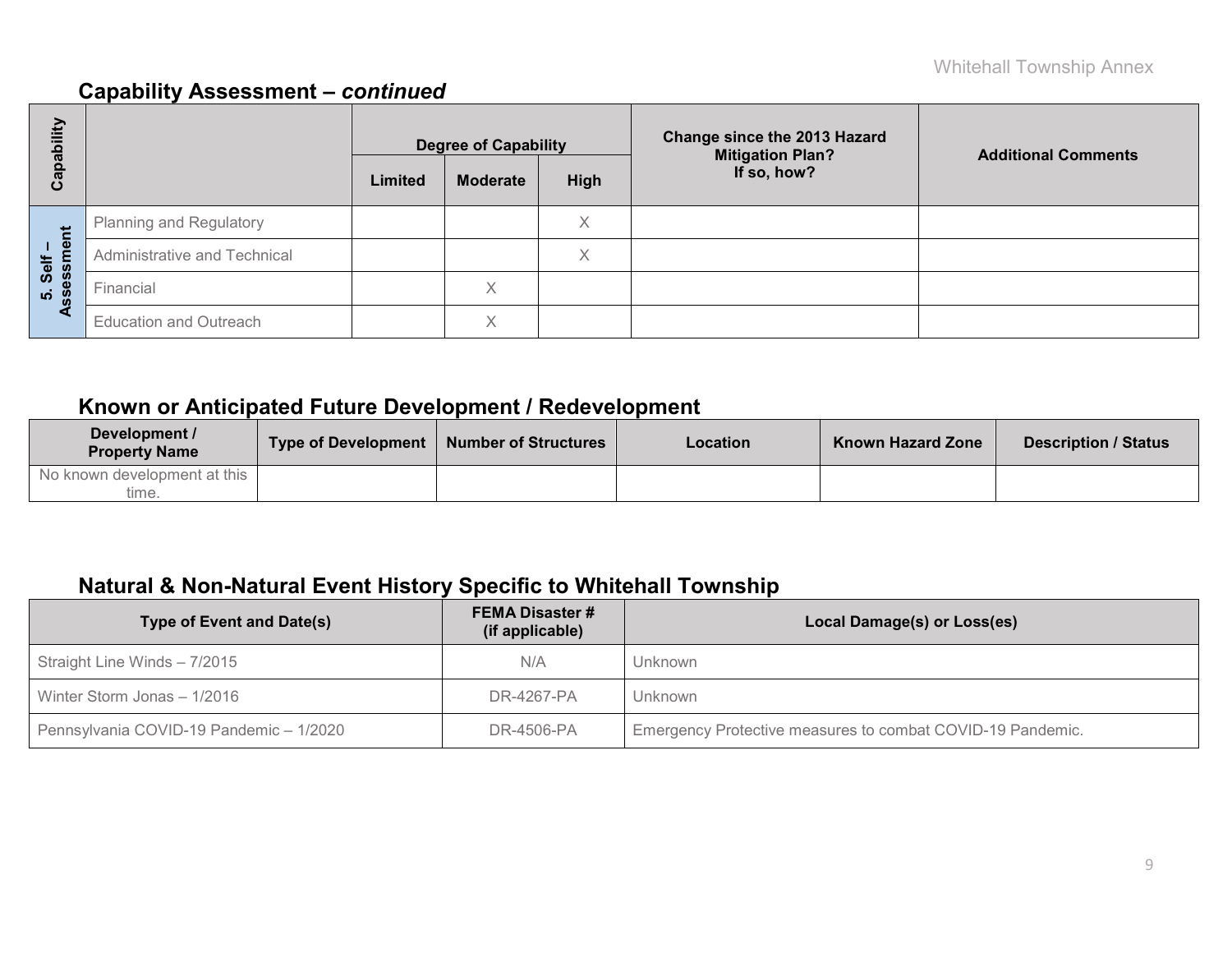## Capability Assessment – *continued*

| Capability | | Degree of Capability | | | Change since the 2013 Hazard Mitigation Plan? If so, how? | Additional Comments |
|---|---|---|---|---|---|---|
| | | Limited | Moderate | High | | |
| 5. Self – Assessment | Planning and Regulatory | | | X | | |
| | Administrative and Technical | | | X | | |
| | Financial | | X | | | |
| | Education and Outreach | | X | | | |

## Known or Anticipated Future Development / Redevelopment

| Development / Property Name | Type of Development | Number of Structures | Location | Known Hazard Zone | Description / Status |
|---|---|---|---|---|---|
| No known development at this time. | | | | | |

## Natural & Non-Natural Event History Specific to Whitehall Township

| Type of Event and Date(s) | FEMA Disaster # (if applicable) | Local Damage(s) or Loss(es) |
|---|---|---|
| Straight Line Winds – 7/2015 | N/A | Unknown |
| Winter Storm Jonas – 1/2016 | DR-4267-PA | Unknown |
| Pennsylvania COVID-19 Pandemic – 1/2020 | DR-4506-PA | Emergency Protective measures to combat COVID-19 Pandemic. |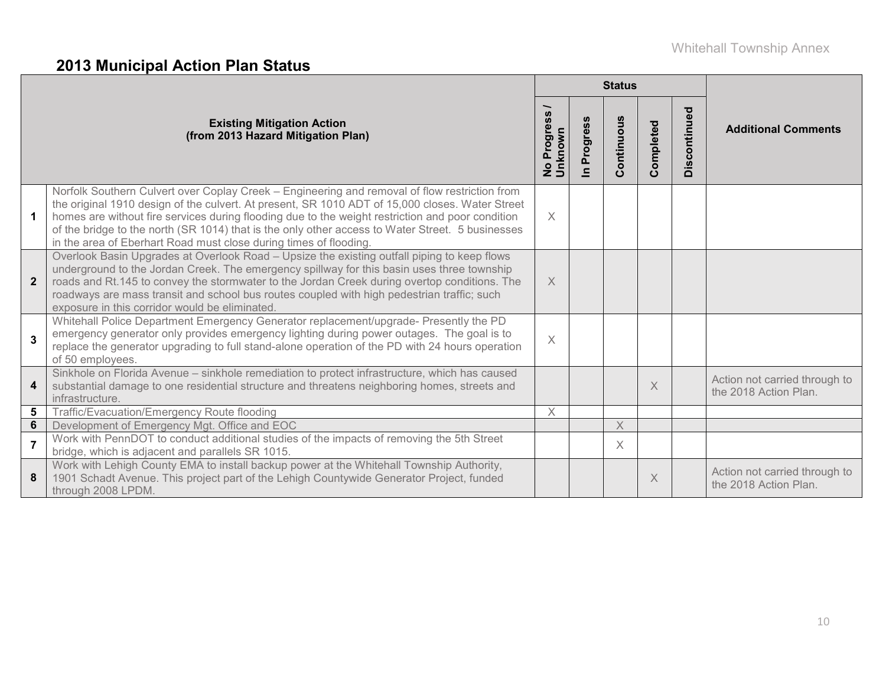## 2013 Municipal Action Plan Status

| # | Existing Mitigation Action (from 2013 Hazard Mitigation Plan) | Status | | | | | Additional Comments |
|---|---|---|---|---|---|---|---|
| | | No Progress / Unknown | In Progress | Continuous | Completed | Discontinued | |
| 1 | Norfolk Southern Culvert over Coplay Creek – Engineering and removal of flow restriction from the original 1910 design of the culvert. At present, SR 1010 ADT of 15,000 closes. Water Street homes are without fire services during flooding due to the weight restriction and poor condition of the bridge to the north (SR 1014) that is the only other access to Water Street. 5 businesses in the area of Eberhart Road must close during times of flooding. | X | | | | | |
| 2 | Overlook Basin Upgrades at Overlook Road – Upsize the existing outfall piping to keep flows underground to the Jordan Creek. The emergency spillway for this basin uses three township roads and Rt.145 to convey the stormwater to the Jordan Creek during overtop conditions. The roadways are mass transit and school bus routes coupled with high pedestrian traffic; such exposure in this corridor would be eliminated. | X | | | | | |
| 3 | Whitehall Police Department Emergency Generator replacement/upgrade- Presently the PD emergency generator only provides emergency lighting during power outages. The goal is to replace the generator upgrading to full stand-alone operation of the PD with 24 hours operation of 50 employees. | X | | | | | |
| 4 | Sinkhole on Florida Avenue – sinkhole remediation to protect infrastructure, which has caused substantial damage to one residential structure and threatens neighboring homes, streets and infrastructure. | | | | X | | Action not carried through to the 2018 Action Plan. |
| 5 | Traffic/Evacuation/Emergency Route flooding | X | | | | | |
| 6 | Development of Emergency Mgt. Office and EOC | | | X | | | |
| 7 | Work with PennDOT to conduct additional studies of the impacts of removing the 5th Street bridge, which is adjacent and parallels SR 1015. | | | X | | | |
| 8 | Work with Lehigh County EMA to install backup power at the Whitehall Township Authority, 1901 Schadt Avenue. This project part of the Lehigh Countywide Generator Project, funded through 2008 LPDM. | | | | X | | Action not carried through to the 2018 Action Plan. |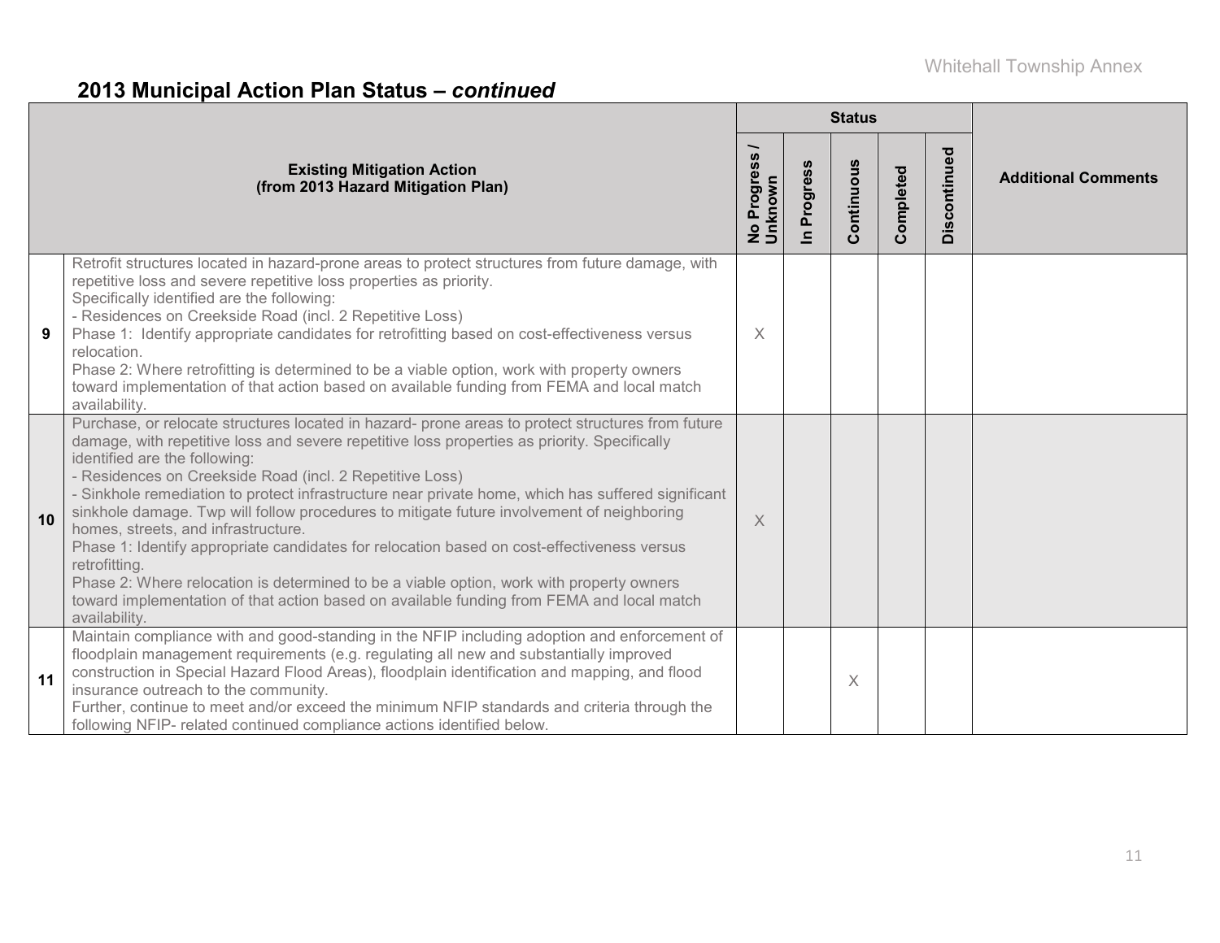## 2013 Municipal Action Plan Status – *continued*

| | Existing Mitigation Action (from 2013 Hazard Mitigation Plan) | Status | | | | | Additional Comments |
|---|---|---|---|---|---|---|---|
| | | No Progress / Unknown | In Progress | Continuous | Completed | Discontinued | |
| 9 | Retrofit structures located in hazard-prone areas to protect structures from future damage, with repetitive loss and severe repetitive loss properties as priority.<br>Specifically identified are the following:<br>- Residences on Creekside Road (incl. 2 Repetitive Loss)<br>Phase 1: Identify appropriate candidates for retrofitting based on cost-effectiveness versus relocation.<br>Phase 2: Where retrofitting is determined to be a viable option, work with property owners toward implementation of that action based on available funding from FEMA and local match availability. | X | | | | | |
| 10 | Purchase, or relocate structures located in hazard- prone areas to protect structures from future damage, with repetitive loss and severe repetitive loss properties as priority. Specifically identified are the following:<br>- Residences on Creekside Road (incl. 2 Repetitive Loss)<br>- Sinkhole remediation to protect infrastructure near private home, which has suffered significant sinkhole damage. Twp will follow procedures to mitigate future involvement of neighboring homes, streets, and infrastructure.<br>Phase 1: Identify appropriate candidates for relocation based on cost-effectiveness versus retrofitting.<br>Phase 2: Where relocation is determined to be a viable option, work with property owners toward implementation of that action based on available funding from FEMA and local match availability. | X | | | | | |
| 11 | Maintain compliance with and good-standing in the NFIP including adoption and enforcement of floodplain management requirements (e.g. regulating all new and substantially improved construction in Special Hazard Flood Areas), floodplain identification and mapping, and flood insurance outreach to the community.<br>Further, continue to meet and/or exceed the minimum NFIP standards and criteria through the following NFIP- related continued compliance actions identified below. | | | X | | | |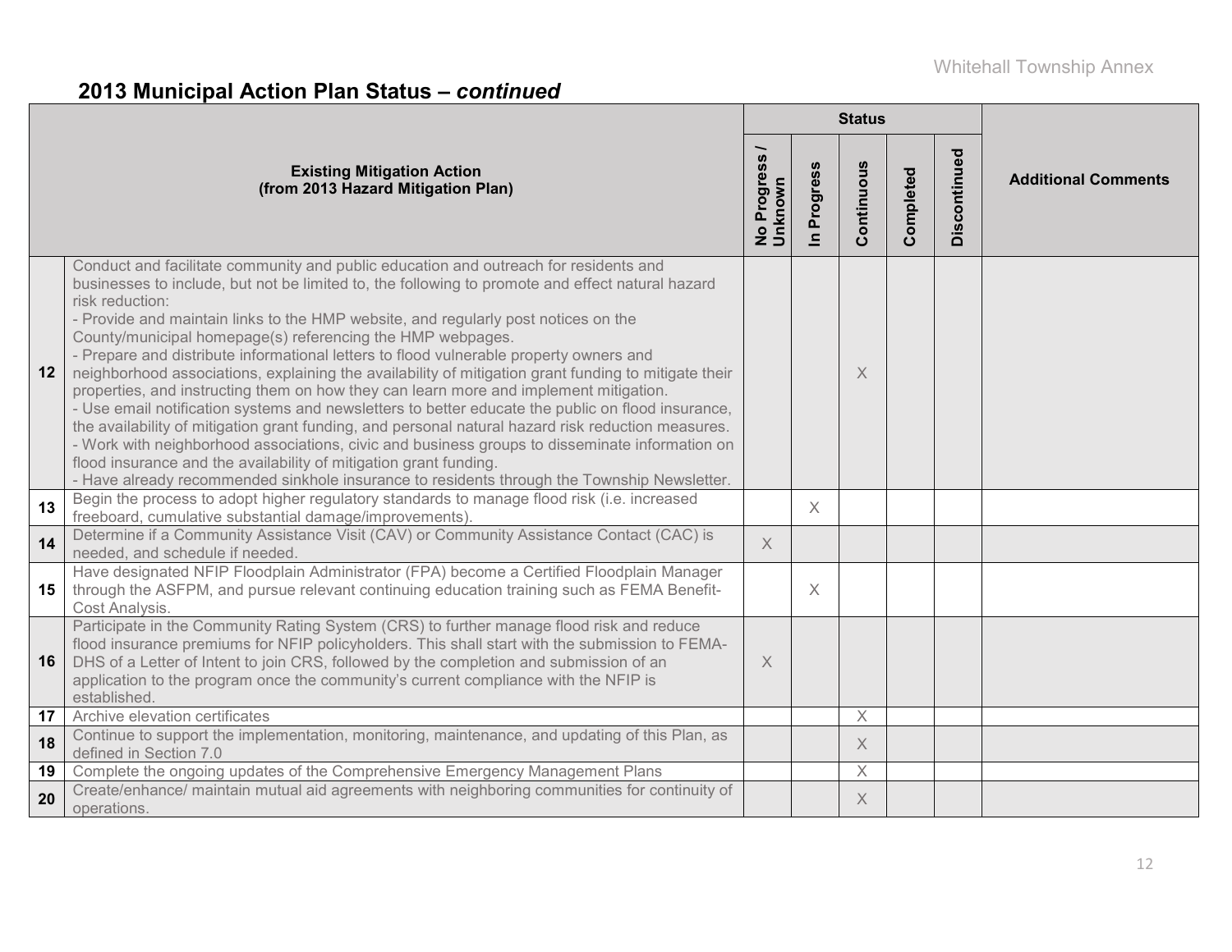## 2013 Municipal Action Plan Status – *continued*

| | Existing Mitigation Action (from 2013 Hazard Mitigation Plan) | Status | | | | | Additional Comments |
|---|---|---|---|---|---|---|---|
| | | No Progress / Unknown | In Progress | Continuous | Completed | Discontinued | |
| 12 | Conduct and facilitate community and public education and outreach for residents and businesses to include, but not be limited to, the following to promote and effect natural hazard risk reduction:<br>- Provide and maintain links to the HMP website, and regularly post notices on the County/municipal homepage(s) referencing the HMP webpages.<br>- Prepare and distribute informational letters to flood vulnerable property owners and neighborhood associations, explaining the availability of mitigation grant funding to mitigate their properties, and instructing them on how they can learn more and implement mitigation.<br>- Use email notification systems and newsletters to better educate the public on flood insurance, the availability of mitigation grant funding, and personal natural hazard risk reduction measures.<br>- Work with neighborhood associations, civic and business groups to disseminate information on flood insurance and the availability of mitigation grant funding.<br>- Have already recommended sinkhole insurance to residents through the Township Newsletter. | | | X | | | |
| 13 | Begin the process to adopt higher regulatory standards to manage flood risk (i.e. increased freeboard, cumulative substantial damage/improvements). | | X | | | | |
| 14 | Determine if a Community Assistance Visit (CAV) or Community Assistance Contact (CAC) is needed, and schedule if needed. | X | | | | | |
| 15 | Have designated NFIP Floodplain Administrator (FPA) become a Certified Floodplain Manager through the ASFPM, and pursue relevant continuing education training such as FEMA Benefit-Cost Analysis. | | X | | | | |
| 16 | Participate in the Community Rating System (CRS) to further manage flood risk and reduce flood insurance premiums for NFIP policyholders. This shall start with the submission to FEMA-DHS of a Letter of Intent to join CRS, followed by the completion and submission of an application to the program once the community's current compliance with the NFIP is established. | X | | | | | |
| 17 | Archive elevation certificates | | | X | | | |
| 18 | Continue to support the implementation, monitoring, maintenance, and updating of this Plan, as defined in Section 7.0 | | | X | | | |
| 19 | Complete the ongoing updates of the Comprehensive Emergency Management Plans | | | X | | | |
| 20 | Create/enhance/ maintain mutual aid agreements with neighboring communities for continuity of operations. | | | X | | | |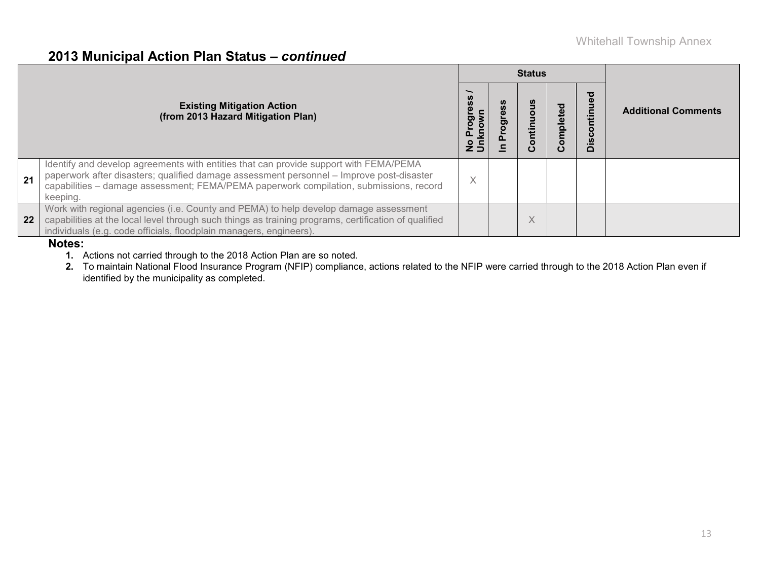## 2013 Municipal Action Plan Status – *continued*

| | Existing Mitigation Action (from 2013 Hazard Mitigation Plan) | Status | | | | | Additional Comments |
|---|---|---|---|---|---|---|---|
| | | No Progress / Unknown | In Progress | Continuous | Completed | Discontinued | |
| 21 | Identify and develop agreements with entities that can provide support with FEMA/PEMA paperwork after disasters; qualified damage assessment personnel – Improve post-disaster capabilities – damage assessment; FEMA/PEMA paperwork compilation, submissions, record keeping. | X | | | | | |
| 22 | Work with regional agencies (i.e. County and PEMA) to help develop damage assessment capabilities at the local level through such things as training programs, certification of qualified individuals (e.g. code officials, floodplain managers, engineers). | | | X | | | |

**Notes:**

1. Actions not carried through to the 2018 Action Plan are so noted.
2. To maintain National Flood Insurance Program (NFIP) compliance, actions related to the NFIP were carried through to the 2018 Action Plan even if identified by the municipality as completed.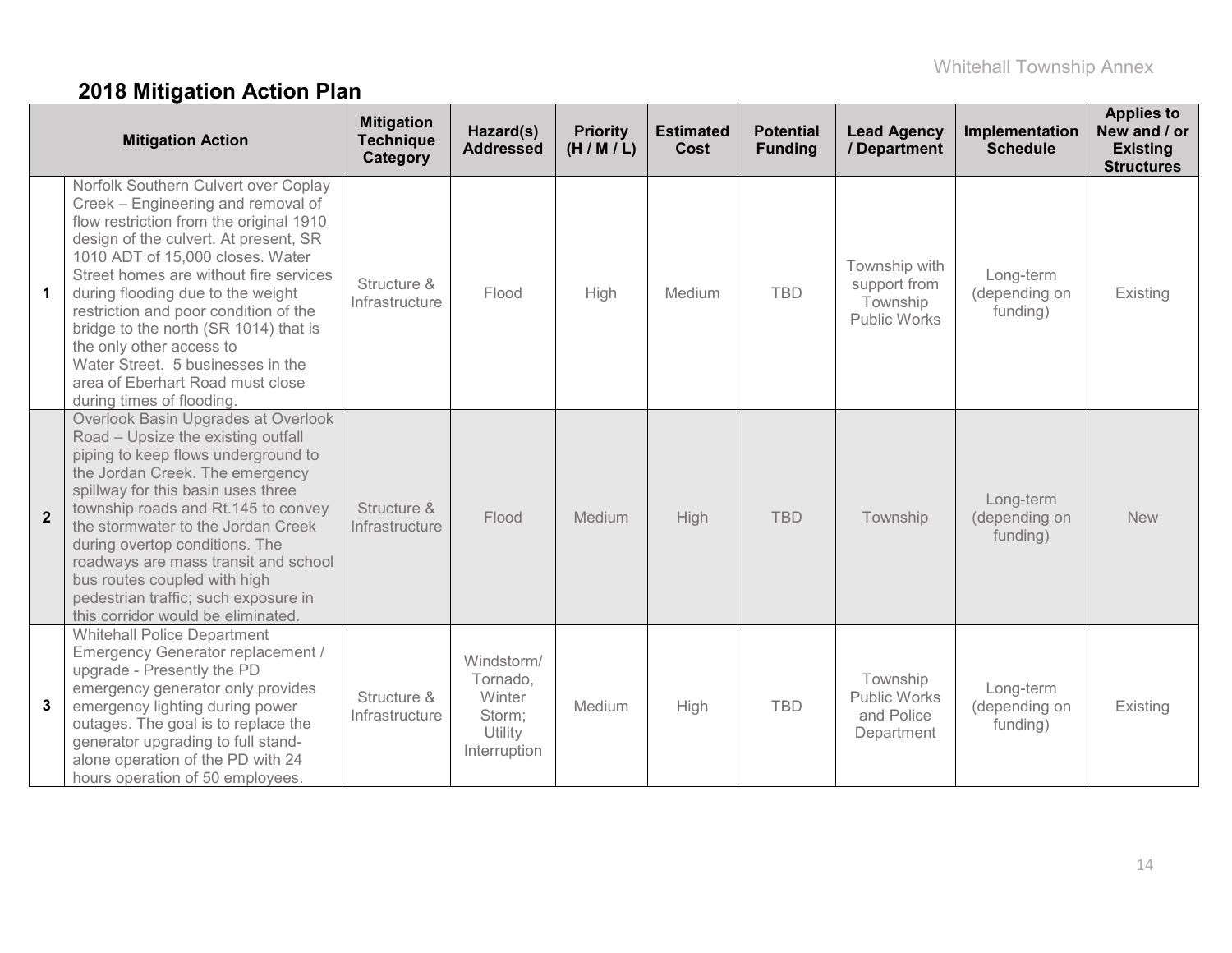## 2018 Mitigation Action Plan

| | Mitigation Action | Mitigation Technique Category | Hazard(s) Addressed | Priority (H / M / L) | Estimated Cost | Potential Funding | Lead Agency / Department | Implementation Schedule | Applies to New and / or Existing Structures |
|---|---|---|---|---|---|---|---|---|---|
| 1 | Norfolk Southern Culvert over Coplay Creek – Engineering and removal of flow restriction from the original 1910 design of the culvert. At present, SR 1010 ADT of 15,000 closes. Water Street homes are without fire services during flooding due to the weight restriction and poor condition of the bridge to the north (SR 1014) that is the only other access to Water Street. 5 businesses in the area of Eberhart Road must close during times of flooding. | Structure & Infrastructure | Flood | High | Medium | TBD | Township with support from Township Public Works | Long-term (depending on funding) | Existing |
| 2 | Overlook Basin Upgrades at Overlook Road – Upsize the existing outfall piping to keep flows underground to the Jordan Creek. The emergency spillway for this basin uses three township roads and Rt.145 to convey the stormwater to the Jordan Creek during overtop conditions. The roadways are mass transit and school bus routes coupled with high pedestrian traffic; such exposure in this corridor would be eliminated. | Structure & Infrastructure | Flood | Medium | High | TBD | Township | Long-term (depending on funding) | New |
| 3 | Whitehall Police Department Emergency Generator replacement / upgrade - Presently the PD emergency generator only provides emergency lighting during power outages. The goal is to replace the generator upgrading to full stand-alone operation of the PD with 24 hours operation of 50 employees. | Structure & Infrastructure | Windstorm/ Tornado, Winter Storm; Utility Interruption | Medium | High | TBD | Township Public Works and Police Department | Long-term (depending on funding) | Existing |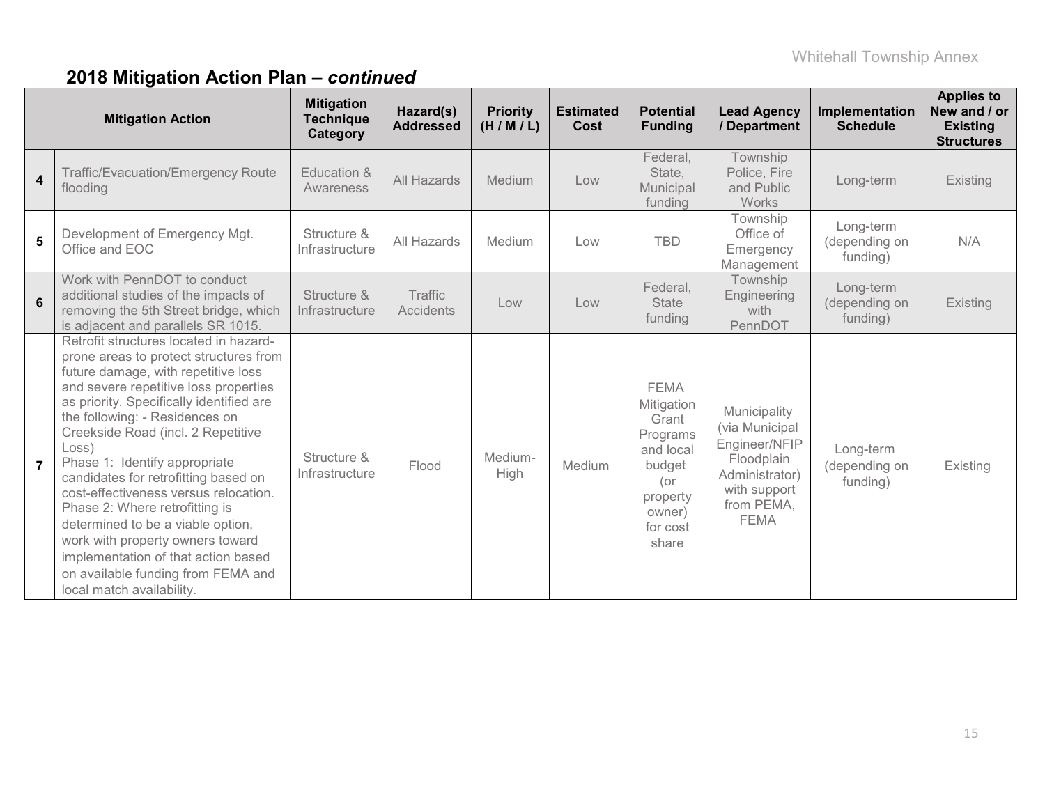## 2018 Mitigation Action Plan – *continued*

| | Mitigation Action | Mitigation Technique Category | Hazard(s) Addressed | Priority (H / M / L) | Estimated Cost | Potential Funding | Lead Agency / Department | Implementation Schedule | Applies to New and / or Existing Structures |
|---|---|---|---|---|---|---|---|---|---|
| **4** | Traffic/Evacuation/Emergency Route flooding | Education & Awareness | All Hazards | Medium | Low | Federal, State, Municipal funding | Township Police, Fire and Public Works | Long-term | Existing |
| **5** | Development of Emergency Mgt. Office and EOC | Structure & Infrastructure | All Hazards | Medium | Low | TBD | Township Office of Emergency Management | Long-term (depending on funding) | N/A |
| **6** | Work with PennDOT to conduct additional studies of the impacts of removing the 5th Street bridge, which is adjacent and parallels SR 1015. | Structure & Infrastructure | Traffic Accidents | Low | Low | Federal, State funding | Township Engineering with PennDOT | Long-term (depending on funding) | Existing |
| **7** | Retrofit structures located in hazard-prone areas to protect structures from future damage, with repetitive loss and severe repetitive loss properties as priority. Specifically identified are the following: - Residences on Creekside Road (incl. 2 Repetitive Loss)<br>Phase 1: Identify appropriate candidates for retrofitting based on cost-effectiveness versus relocation.<br>Phase 2: Where retrofitting is determined to be a viable option, work with property owners toward implementation of that action based on available funding from FEMA and local match availability. | Structure & Infrastructure | Flood | Medium-High | Medium | FEMA Mitigation Grant Programs and local budget (or property owner) for cost share | Municipality (via Municipal Engineer/NFIP Floodplain Administrator) with support from PEMA, FEMA | Long-term (depending on funding) | Existing |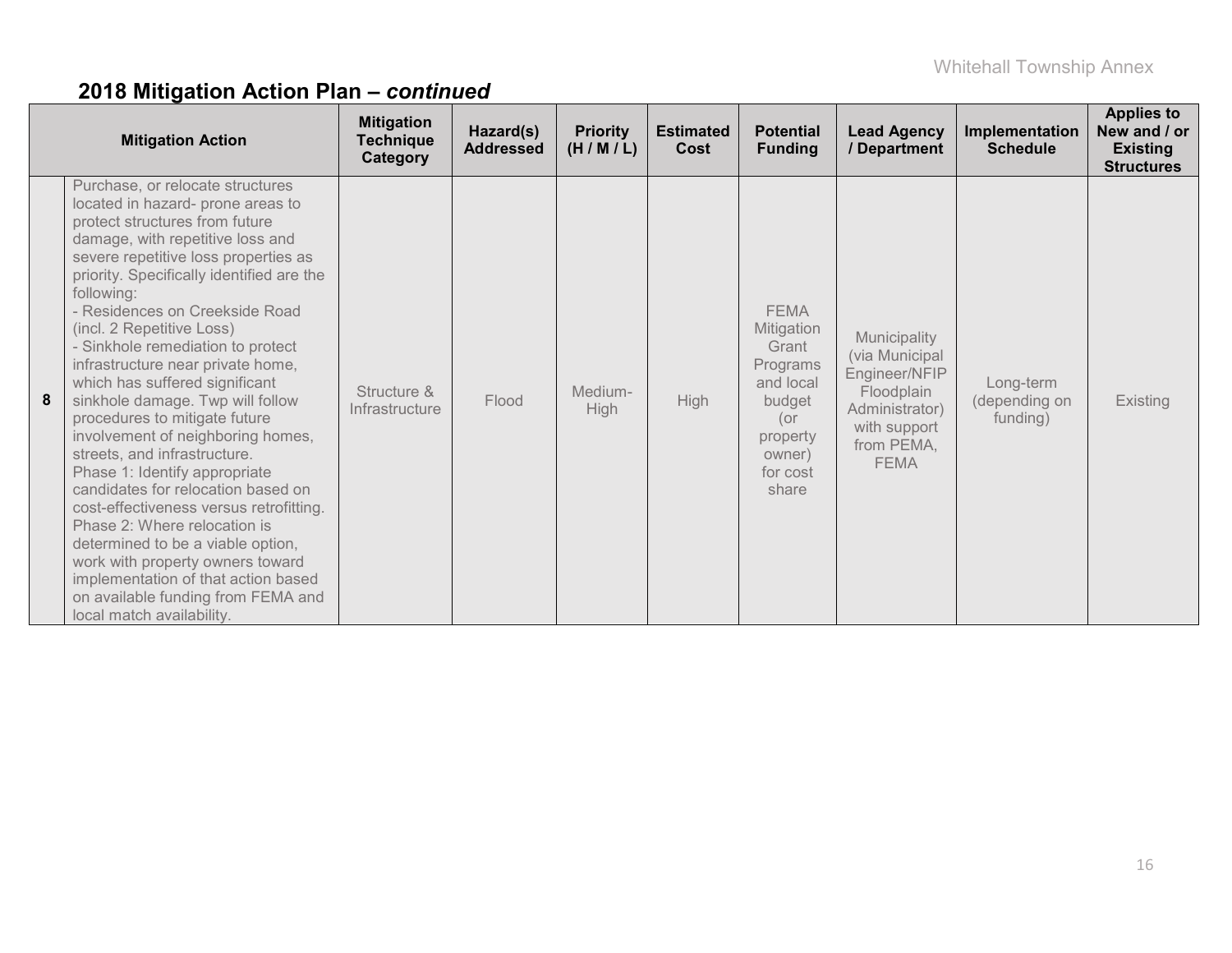## 2018 Mitigation Action Plan – *continued*

| | Mitigation Action | Mitigation Technique Category | Hazard(s) Addressed | Priority (H / M / L) | Estimated Cost | Potential Funding | Lead Agency / Department | Implementation Schedule | Applies to New and / or Existing Structures |
|---|---|---|---|---|---|---|---|---|---|
| **8** | Purchase, or relocate structures located in hazard- prone areas to protect structures from future damage, with repetitive loss and severe repetitive loss properties as priority. Specifically identified are the following:<br>- Residences on Creekside Road (incl. 2 Repetitive Loss)<br>- Sinkhole remediation to protect infrastructure near private home, which has suffered significant sinkhole damage. Twp will follow procedures to mitigate future involvement of neighboring homes, streets, and infrastructure.<br>Phase 1: Identify appropriate candidates for relocation based on cost-effectiveness versus retrofitting.<br>Phase 2: Where relocation is determined to be a viable option, work with property owners toward implementation of that action based on available funding from FEMA and local match availability. | Structure & Infrastructure | Flood | Medium-High | High | FEMA Mitigation Grant Programs and local budget (or property owner) for cost share | Municipality (via Municipal Engineer/NFIP Floodplain Administrator) with support from PEMA, FEMA | Long-term (depending on funding) | Existing |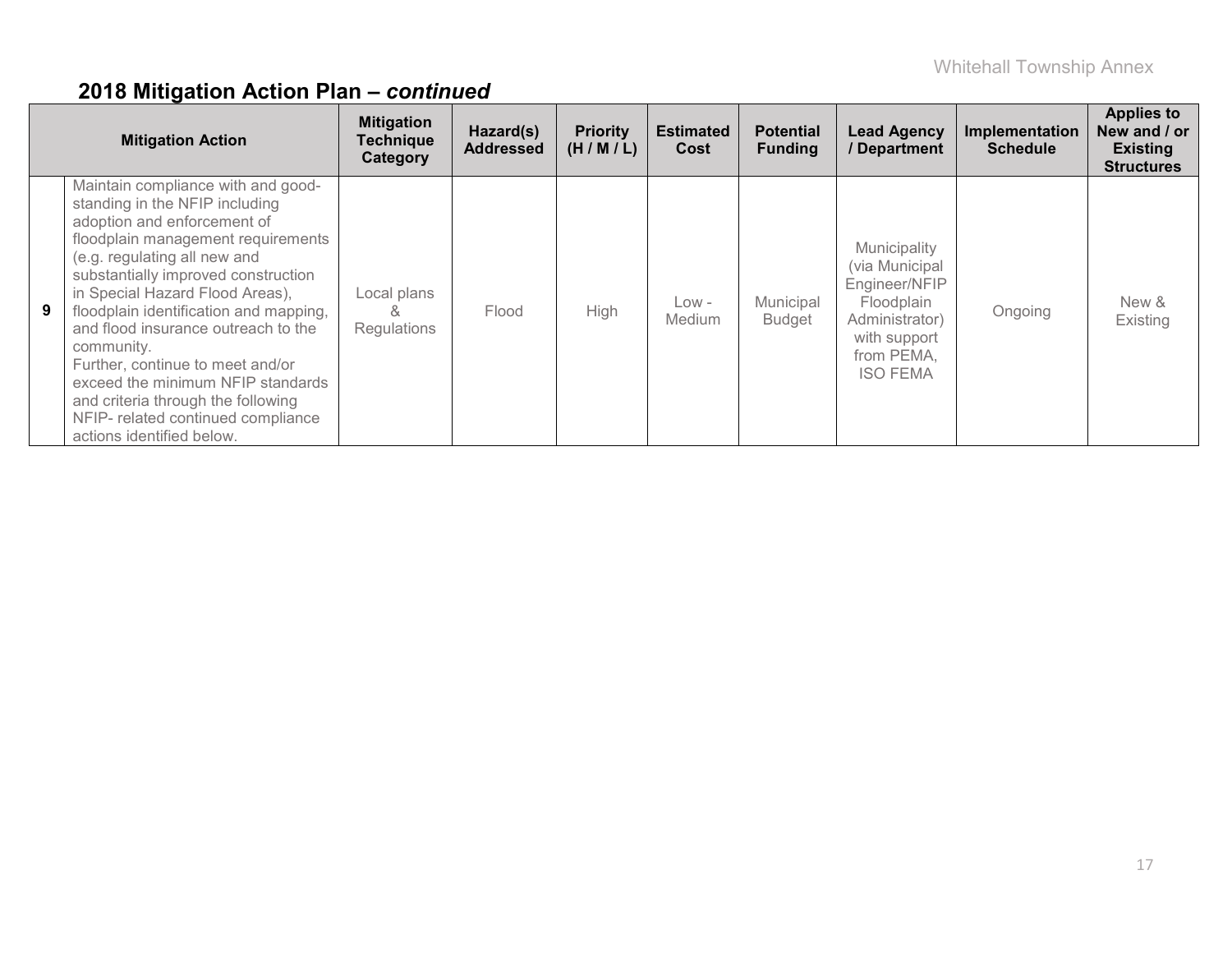## 2018 Mitigation Action Plan – *continued*

| | Mitigation Action | Mitigation Technique Category | Hazard(s) Addressed | Priority (H / M / L) | Estimated Cost | Potential Funding | Lead Agency / Department | Implementation Schedule | Applies to New and / or Existing Structures |
|---|---|---|---|---|---|---|---|---|---|
| **9** | Maintain compliance with and good-standing in the NFIP including adoption and enforcement of floodplain management requirements (e.g. regulating all new and substantially improved construction in Special Hazard Flood Areas), floodplain identification and mapping, and flood insurance outreach to the community. Further, continue to meet and/or exceed the minimum NFIP standards and criteria through the following NFIP- related continued compliance actions identified below. | Local plans & Regulations | Flood | High | Low - Medium | Municipal Budget | Municipality (via Municipal Engineer/NFIP Floodplain Administrator) with support from PEMA, ISO FEMA | Ongoing | New & Existing |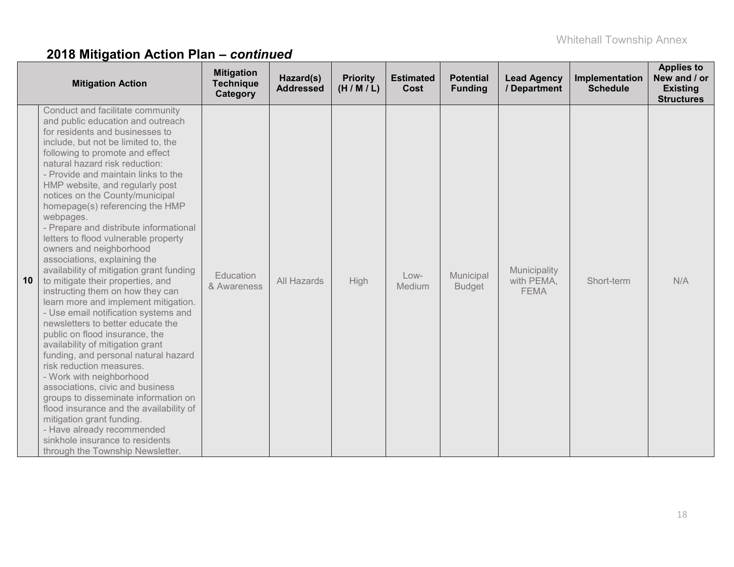## 2018 Mitigation Action Plan – *continued*

| | Mitigation Action | Mitigation Technique Category | Hazard(s) Addressed | Priority (H / M / L) | Estimated Cost | Potential Funding | Lead Agency / Department | Implementation Schedule | Applies to New and / or Existing Structures |
|---|---|---|---|---|---|---|---|---|---|
| **10** | Conduct and facilitate community and public education and outreach for residents and businesses to include, but not be limited to, the following to promote and effect natural hazard risk reduction:<br>- Provide and maintain links to the HMP website, and regularly post notices on the County/municipal homepage(s) referencing the HMP webpages.<br>- Prepare and distribute informational letters to flood vulnerable property owners and neighborhood associations, explaining the availability of mitigation grant funding to mitigate their properties, and instructing them on how they can learn more and implement mitigation.<br>- Use email notification systems and newsletters to better educate the public on flood insurance, the availability of mitigation grant funding, and personal natural hazard risk reduction measures.<br>- Work with neighborhood associations, civic and business groups to disseminate information on flood insurance and the availability of mitigation grant funding.<br>- Have already recommended sinkhole insurance to residents through the Township Newsletter. | Education & Awareness | All Hazards | High | Low-Medium | Municipal Budget | Municipality with PEMA, FEMA | Short-term | N/A |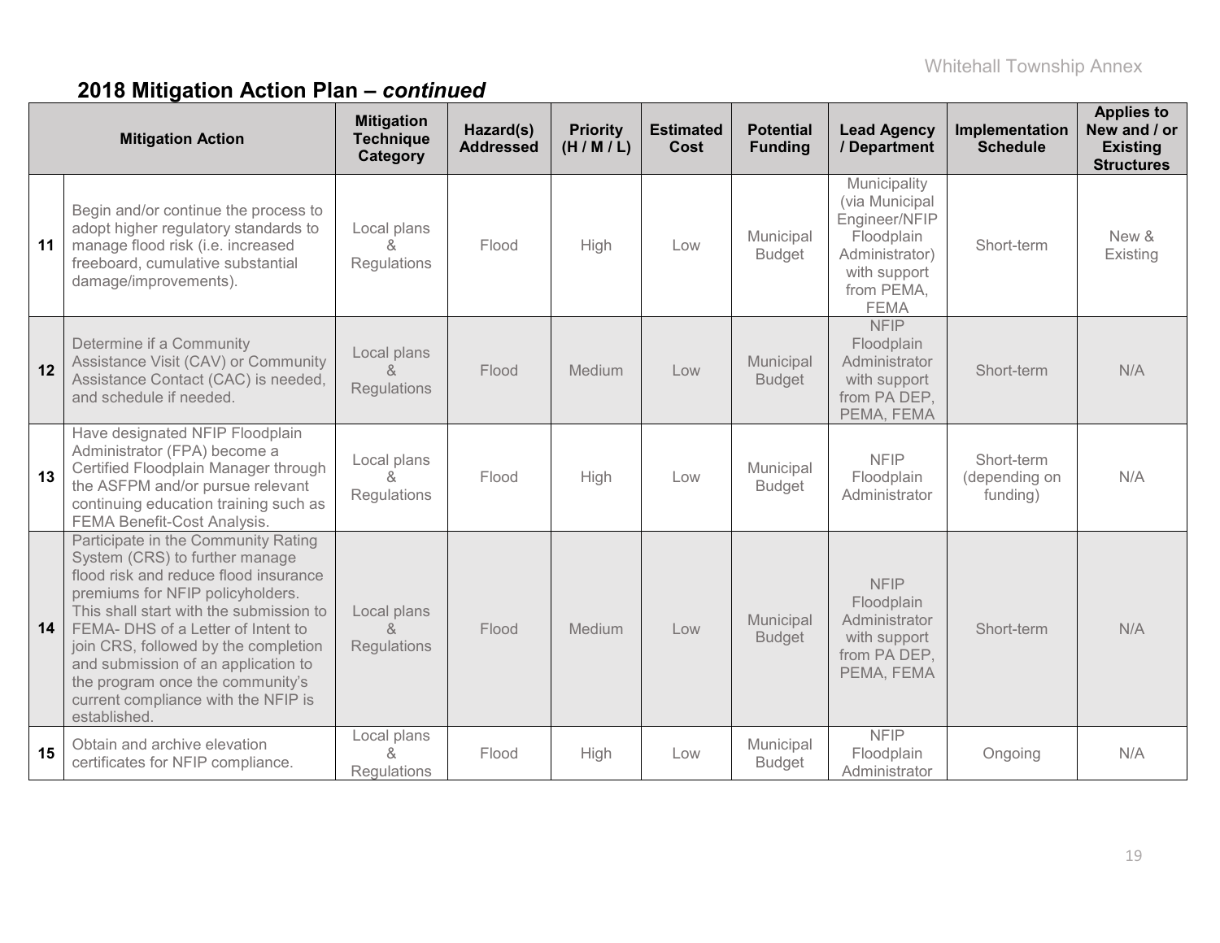## 2018 Mitigation Action Plan – *continued*

| | Mitigation Action | Mitigation Technique Category | Hazard(s) Addressed | Priority (H / M / L) | Estimated Cost | Potential Funding | Lead Agency / Department | Implementation Schedule | Applies to New and / or Existing Structures |
|---|---|---|---|---|---|---|---|---|---|
| 11 | Begin and/or continue the process to adopt higher regulatory standards to manage flood risk (i.e. increased freeboard, cumulative substantial damage/improvements). | Local plans & Regulations | Flood | High | Low | Municipal Budget | Municipality (via Municipal Engineer/NFIP Floodplain Administrator) with support from PEMA, FEMA | Short-term | New & Existing |
| 12 | Determine if a Community Assistance Visit (CAV) or Community Assistance Contact (CAC) is needed, and schedule if needed. | Local plans & Regulations | Flood | Medium | Low | Municipal Budget | NFIP Floodplain Administrator with support from PA DEP, PEMA, FEMA | Short-term | N/A |
| 13 | Have designated NFIP Floodplain Administrator (FPA) become a Certified Floodplain Manager through the ASFPM and/or pursue relevant continuing education training such as FEMA Benefit-Cost Analysis. | Local plans & Regulations | Flood | High | Low | Municipal Budget | NFIP Floodplain Administrator | Short-term (depending on funding) | N/A |
| 14 | Participate in the Community Rating System (CRS) to further manage flood risk and reduce flood insurance premiums for NFIP policyholders. This shall start with the submission to FEMA- DHS of a Letter of Intent to join CRS, followed by the completion and submission of an application to the program once the community's current compliance with the NFIP is established. | Local plans & Regulations | Flood | Medium | Low | Municipal Budget | NFIP Floodplain Administrator with support from PA DEP, PEMA, FEMA | Short-term | N/A |
| 15 | Obtain and archive elevation certificates for NFIP compliance. | Local plans & Regulations | Flood | High | Low | Municipal Budget | NFIP Floodplain Administrator | Ongoing | N/A |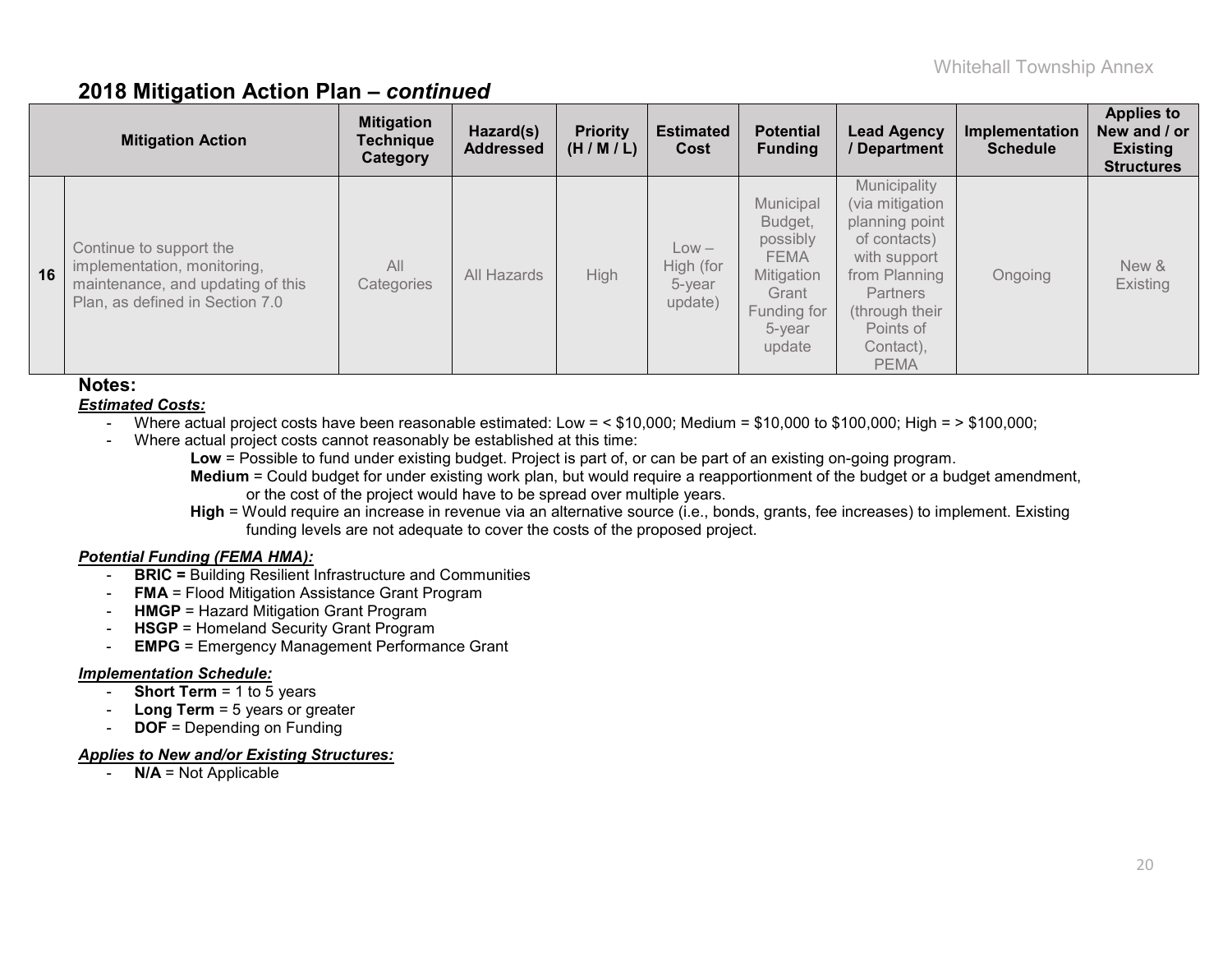## 2018 Mitigation Action Plan – *continued*

| | Mitigation Action | Mitigation Technique Category | Hazard(s) Addressed | Priority (H / M / L) | Estimated Cost | Potential Funding | Lead Agency / Department | Implementation Schedule | Applies to New and / or Existing Structures |
|---|---|---|---|---|---|---|---|---|---|
| 16 | Continue to support the implementation, monitoring, maintenance, and updating of this Plan, as defined in Section 7.0 | All Categories | All Hazards | High | Low – High (for 5-year update) | Municipal Budget, possibly FEMA Mitigation Grant Funding for 5-year update | Municipality (via mitigation planning point of contacts) with support from Planning Partners (through their Points of Contact), PEMA | Ongoing | New & Existing |

**Notes:**

***Estimated Costs:***

- Where actual project costs have been reasonable estimated: Low = < $10,000; Medium = $10,000 to $100,000; High = > $100,000;
- Where actual project costs cannot reasonably be established at this time:
  - **Low** = Possible to fund under existing budget. Project is part of, or can be part of an existing on-going program.
  - **Medium** = Could budget for under existing work plan, but would require a reapportionment of the budget or a budget amendment, or the cost of the project would have to be spread over multiple years.
  - **High** = Would require an increase in revenue via an alternative source (i.e., bonds, grants, fee increases) to implement. Existing funding levels are not adequate to cover the costs of the proposed project.

***Potential Funding (FEMA HMA):***

- **BRIC =** Building Resilient Infrastructure and Communities
- **FMA** = Flood Mitigation Assistance Grant Program
- **HMGP** = Hazard Mitigation Grant Program
- **HSGP** = Homeland Security Grant Program
- **EMPG** = Emergency Management Performance Grant

***Implementation Schedule:***

- **Short Term** = 1 to 5 years
- **Long Term** = 5 years or greater
- **DOF** = Depending on Funding

***Applies to New and/or Existing Structures:***

- **N/A** = Not Applicable